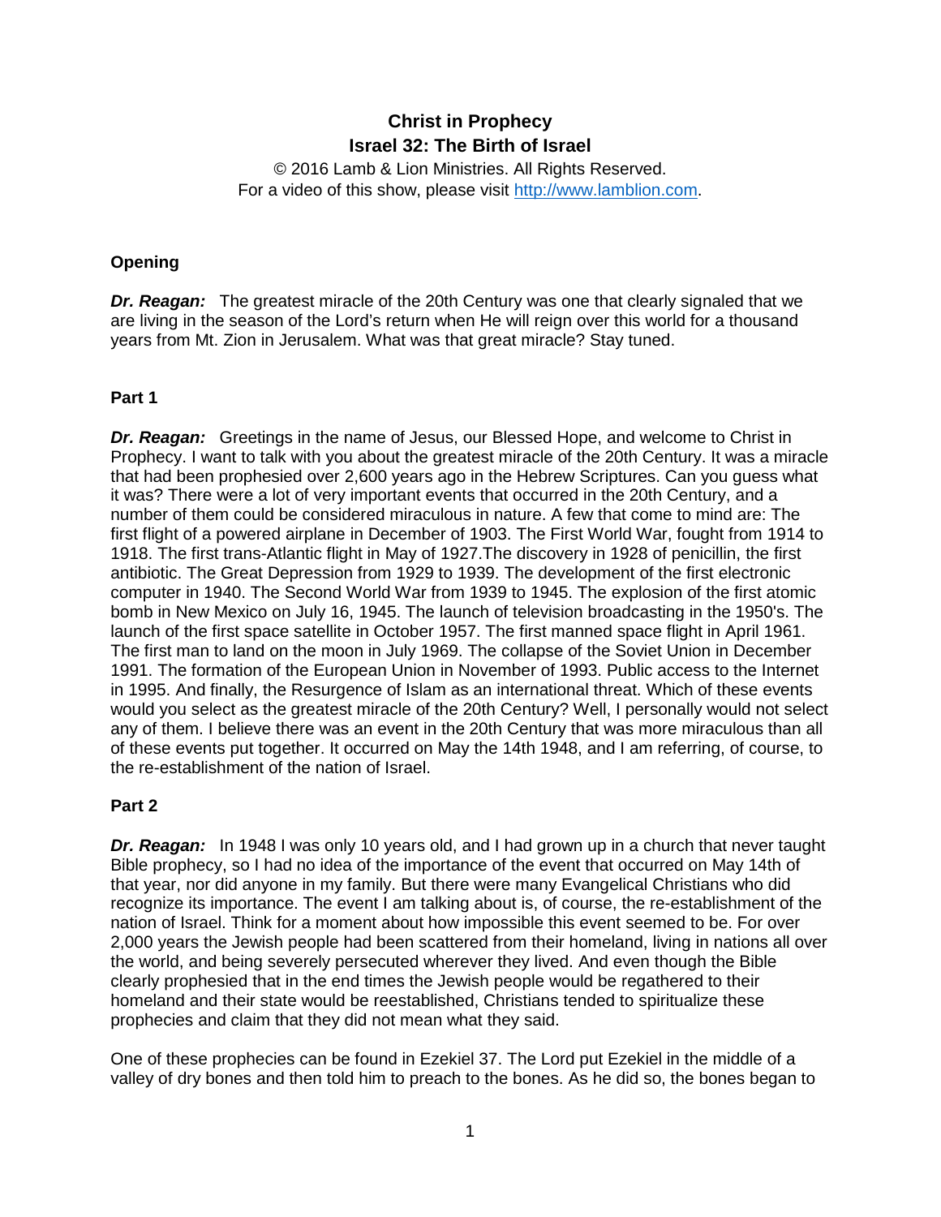# Christ in Prophecy
## Israel 32: The Birth of Israel

© 2016 Lamb & Lion Ministries. All Rights Reserved.
For a video of this show, please visit http://www.lamblion.com.

### Opening

***Dr. Reagan:*** The greatest miracle of the 20th Century was one that clearly signaled that we are living in the season of the Lord's return when He will reign over this world for a thousand years from Mt. Zion in Jerusalem. What was that great miracle? Stay tuned.

### Part 1

***Dr. Reagan:*** Greetings in the name of Jesus, our Blessed Hope, and welcome to Christ in Prophecy. I want to talk with you about the greatest miracle of the 20th Century. It was a miracle that had been prophesied over 2,600 years ago in the Hebrew Scriptures. Can you guess what it was? There were a lot of very important events that occurred in the 20th Century, and a number of them could be considered miraculous in nature. A few that come to mind are: The first flight of a powered airplane in December of 1903. The First World War, fought from 1914 to 1918. The first trans-Atlantic flight in May of 1927.The discovery in 1928 of penicillin, the first antibiotic. The Great Depression from 1929 to 1939. The development of the first electronic computer in 1940. The Second World War from 1939 to 1945. The explosion of the first atomic bomb in New Mexico on July 16, 1945. The launch of television broadcasting in the 1950's. The launch of the first space satellite in October 1957. The first manned space flight in April 1961. The first man to land on the moon in July 1969. The collapse of the Soviet Union in December 1991. The formation of the European Union in November of 1993. Public access to the Internet in 1995. And finally, the Resurgence of Islam as an international threat. Which of these events would you select as the greatest miracle of the 20th Century? Well, I personally would not select any of them. I believe there was an event in the 20th Century that was more miraculous than all of these events put together. It occurred on May the 14th 1948, and I am referring, of course, to the re-establishment of the nation of Israel.

### Part 2

***Dr. Reagan:*** In 1948 I was only 10 years old, and I had grown up in a church that never taught Bible prophecy, so I had no idea of the importance of the event that occurred on May 14th of that year, nor did anyone in my family. But there were many Evangelical Christians who did recognize its importance. The event I am talking about is, of course, the re-establishment of the nation of Israel. Think for a moment about how impossible this event seemed to be. For over 2,000 years the Jewish people had been scattered from their homeland, living in nations all over the world, and being severely persecuted wherever they lived. And even though the Bible clearly prophesied that in the end times the Jewish people would be regathered to their homeland and their state would be reestablished, Christians tended to spiritualize these prophecies and claim that they did not mean what they said.

One of these prophecies can be found in Ezekiel 37. The Lord put Ezekiel in the middle of a valley of dry bones and then told him to preach to the bones. As he did so, the bones began to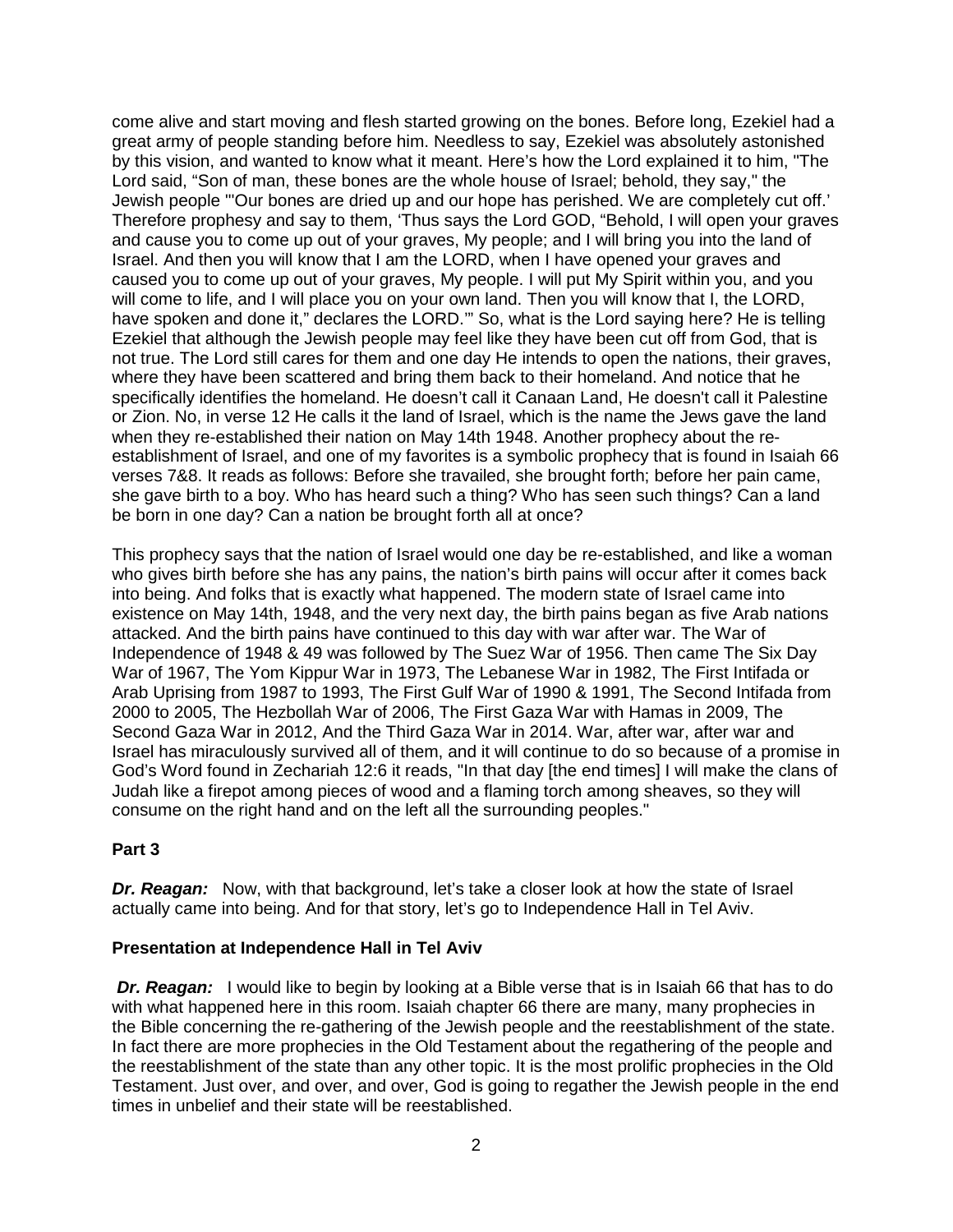come alive and start moving and flesh started growing on the bones. Before long, Ezekiel had a great army of people standing before him. Needless to say, Ezekiel was absolutely astonished by this vision, and wanted to know what it meant. Here's how the Lord explained it to him, "The Lord said, "Son of man, these bones are the whole house of Israel; behold, they say," the Jewish people "'Our bones are dried up and our hope has perished. We are completely cut off.' Therefore prophesy and say to them, 'Thus says the Lord GOD, "Behold, I will open your graves and cause you to come up out of your graves, My people; and I will bring you into the land of Israel. And then you will know that I am the LORD, when I have opened your graves and caused you to come up out of your graves, My people. I will put My Spirit within you, and you will come to life, and I will place you on your own land. Then you will know that I, the LORD, have spoken and done it," declares the LORD.'" So, what is the Lord saying here? He is telling Ezekiel that although the Jewish people may feel like they have been cut off from God, that is not true. The Lord still cares for them and one day He intends to open the nations, their graves, where they have been scattered and bring them back to their homeland. And notice that he specifically identifies the homeland. He doesn't call it Canaan Land, He doesn't call it Palestine or Zion. No, in verse 12 He calls it the land of Israel, which is the name the Jews gave the land when they re-established their nation on May 14th 1948. Another prophecy about the re-establishment of Israel, and one of my favorites is a symbolic prophecy that is found in Isaiah 66 verses 7&8. It reads as follows: Before she travailed, she brought forth; before her pain came, she gave birth to a boy. Who has heard such a thing? Who has seen such things? Can a land be born in one day? Can a nation be brought forth all at once?

This prophecy says that the nation of Israel would one day be re-established, and like a woman who gives birth before she has any pains, the nation's birth pains will occur after it comes back into being. And folks that is exactly what happened. The modern state of Israel came into existence on May 14th, 1948, and the very next day, the birth pains began as five Arab nations attacked. And the birth pains have continued to this day with war after war. The War of Independence of 1948 & 49 was followed by The Suez War of 1956. Then came The Six Day War of 1967, The Yom Kippur War in 1973, The Lebanese War in 1982, The First Intifada or Arab Uprising from 1987 to 1993, The First Gulf War of 1990 & 1991, The Second Intifada from 2000 to 2005, The Hezbollah War of 2006, The First Gaza War with Hamas in 2009, The Second Gaza War in 2012, And the Third Gaza War in 2014. War, after war, after war and Israel has miraculously survived all of them, and it will continue to do so because of a promise in God's Word found in Zechariah 12:6 it reads, "In that day [the end times] I will make the clans of Judah like a firepot among pieces of wood and a flaming torch among sheaves, so they will consume on the right hand and on the left all the surrounding peoples."

**Part 3**

***Dr. Reagan:*** Now, with that background, let's take a closer look at how the state of Israel actually came into being. And for that story, let's go to Independence Hall in Tel Aviv.

**Presentation at Independence Hall in Tel Aviv**

***Dr. Reagan:*** I would like to begin by looking at a Bible verse that is in Isaiah 66 that has to do with what happened here in this room. Isaiah chapter 66 there are many, many prophecies in the Bible concerning the re-gathering of the Jewish people and the reestablishment of the state. In fact there are more prophecies in the Old Testament about the regathering of the people and the reestablishment of the state than any other topic. It is the most prolific prophecies in the Old Testament. Just over, and over, and over, God is going to regather the Jewish people in the end times in unbelief and their state will be reestablished.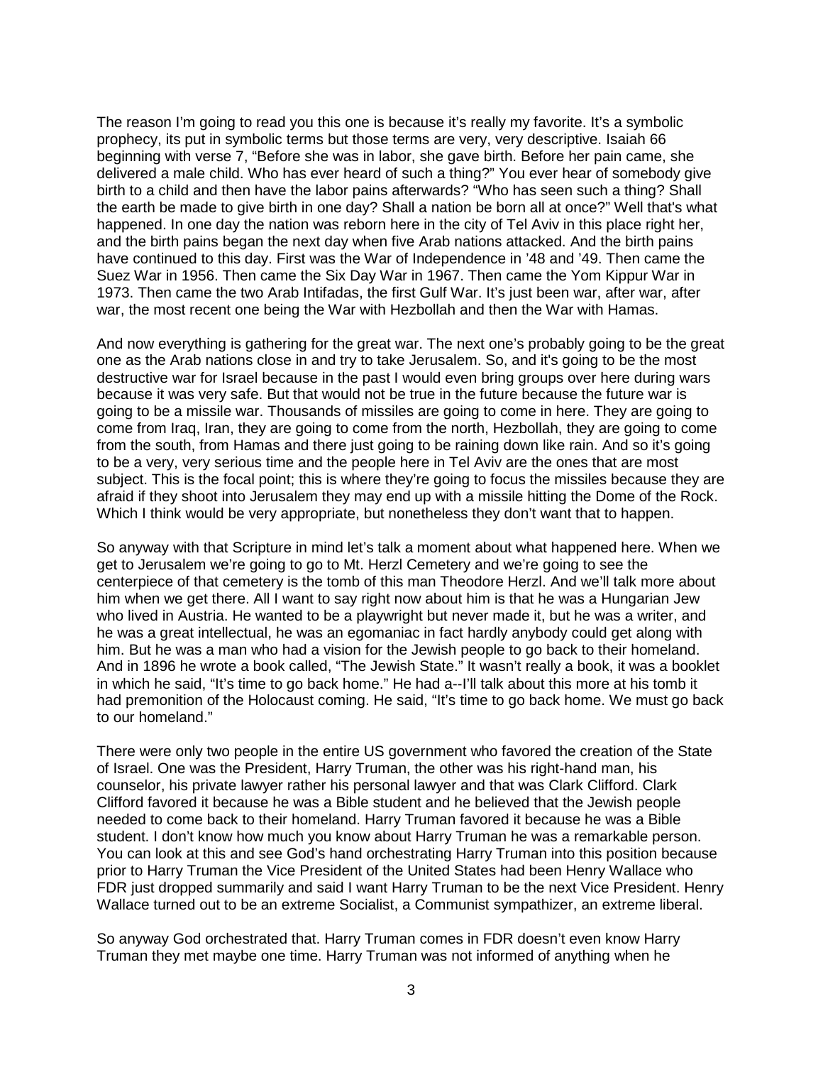The reason I'm going to read you this one is because it's really my favorite. It's a symbolic prophecy, its put in symbolic terms but those terms are very, very descriptive. Isaiah 66 beginning with verse 7, "Before she was in labor, she gave birth. Before her pain came, she delivered a male child. Who has ever heard of such a thing?" You ever hear of somebody give birth to a child and then have the labor pains afterwards? "Who has seen such a thing? Shall the earth be made to give birth in one day? Shall a nation be born all at once?" Well that's what happened. In one day the nation was reborn here in the city of Tel Aviv in this place right her, and the birth pains began the next day when five Arab nations attacked. And the birth pains have continued to this day. First was the War of Independence in '48 and '49. Then came the Suez War in 1956. Then came the Six Day War in 1967. Then came the Yom Kippur War in 1973. Then came the two Arab Intifadas, the first Gulf War. It's just been war, after war, after war, the most recent one being the War with Hezbollah and then the War with Hamas.

And now everything is gathering for the great war. The next one's probably going to be the great one as the Arab nations close in and try to take Jerusalem. So, and it's going to be the most destructive war for Israel because in the past I would even bring groups over here during wars because it was very safe. But that would not be true in the future because the future war is going to be a missile war. Thousands of missiles are going to come in here. They are going to come from Iraq, Iran, they are going to come from the north, Hezbollah, they are going to come from the south, from Hamas and there just going to be raining down like rain. And so it's going to be a very, very serious time and the people here in Tel Aviv are the ones that are most subject. This is the focal point; this is where they're going to focus the missiles because they are afraid if they shoot into Jerusalem they may end up with a missile hitting the Dome of the Rock. Which I think would be very appropriate, but nonetheless they don't want that to happen.

So anyway with that Scripture in mind let's talk a moment about what happened here. When we get to Jerusalem we're going to go to Mt. Herzl Cemetery and we're going to see the centerpiece of that cemetery is the tomb of this man Theodore Herzl. And we'll talk more about him when we get there. All I want to say right now about him is that he was a Hungarian Jew who lived in Austria. He wanted to be a playwright but never made it, but he was a writer, and he was a great intellectual, he was an egomaniac in fact hardly anybody could get along with him. But he was a man who had a vision for the Jewish people to go back to their homeland. And in 1896 he wrote a book called, "The Jewish State." It wasn't really a book, it was a booklet in which he said, "It's time to go back home." He had a--I'll talk about this more at his tomb it had premonition of the Holocaust coming. He said, "It's time to go back home. We must go back to our homeland."

There were only two people in the entire US government who favored the creation of the State of Israel. One was the President, Harry Truman, the other was his right-hand man, his counselor, his private lawyer rather his personal lawyer and that was Clark Clifford. Clark Clifford favored it because he was a Bible student and he believed that the Jewish people needed to come back to their homeland. Harry Truman favored it because he was a Bible student. I don't know how much you know about Harry Truman he was a remarkable person. You can look at this and see God's hand orchestrating Harry Truman into this position because prior to Harry Truman the Vice President of the United States had been Henry Wallace who FDR just dropped summarily and said I want Harry Truman to be the next Vice President. Henry Wallace turned out to be an extreme Socialist, a Communist sympathizer, an extreme liberal.

So anyway God orchestrated that. Harry Truman comes in FDR doesn't even know Harry Truman they met maybe one time. Harry Truman was not informed of anything when he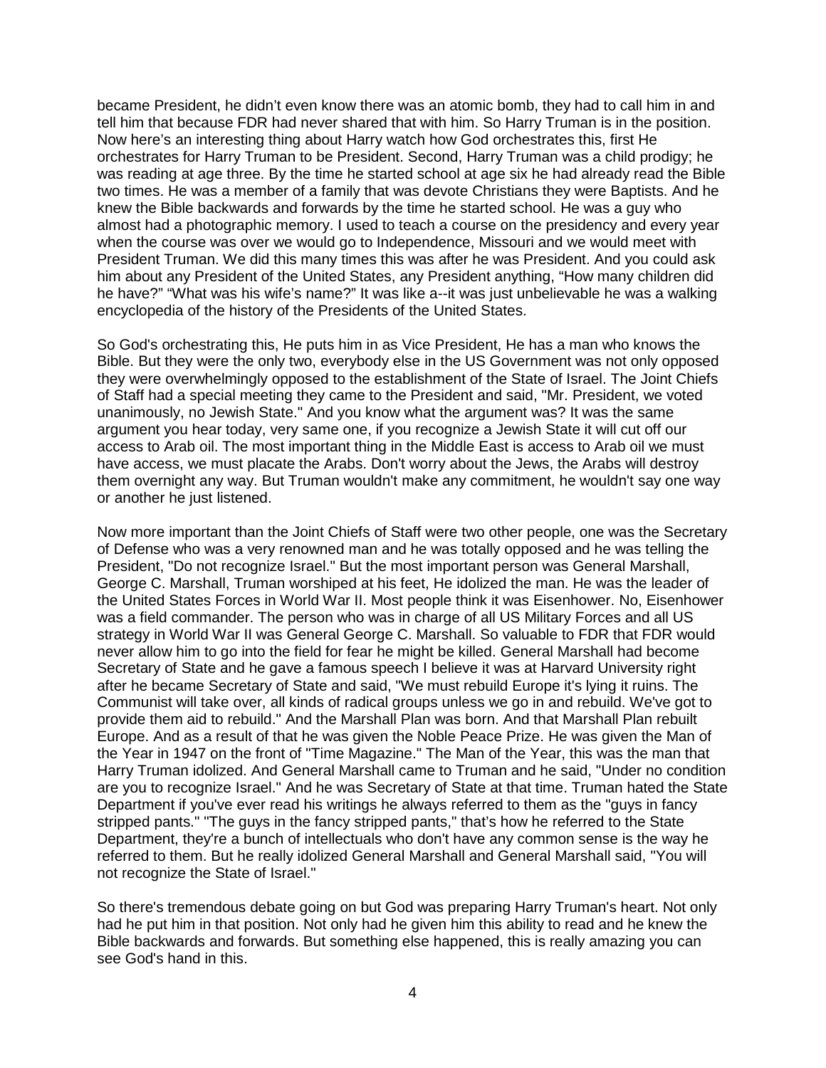became President, he didn't even know there was an atomic bomb, they had to call him in and tell him that because FDR had never shared that with him. So Harry Truman is in the position. Now here's an interesting thing about Harry watch how God orchestrates this, first He orchestrates for Harry Truman to be President. Second, Harry Truman was a child prodigy; he was reading at age three. By the time he started school at age six he had already read the Bible two times. He was a member of a family that was devote Christians they were Baptists. And he knew the Bible backwards and forwards by the time he started school. He was a guy who almost had a photographic memory. I used to teach a course on the presidency and every year when the course was over we would go to Independence, Missouri and we would meet with President Truman. We did this many times this was after he was President. And you could ask him about any President of the United States, any President anything, "How many children did he have?" "What was his wife's name?" It was like a--it was just unbelievable he was a walking encyclopedia of the history of the Presidents of the United States.

So God's orchestrating this, He puts him in as Vice President, He has a man who knows the Bible. But they were the only two, everybody else in the US Government was not only opposed they were overwhelmingly opposed to the establishment of the State of Israel. The Joint Chiefs of Staff had a special meeting they came to the President and said, "Mr. President, we voted unanimously, no Jewish State." And you know what the argument was? It was the same argument you hear today, very same one, if you recognize a Jewish State it will cut off our access to Arab oil. The most important thing in the Middle East is access to Arab oil we must have access, we must placate the Arabs. Don't worry about the Jews, the Arabs will destroy them overnight any way. But Truman wouldn't make any commitment, he wouldn't say one way or another he just listened.

Now more important than the Joint Chiefs of Staff were two other people, one was the Secretary of Defense who was a very renowned man and he was totally opposed and he was telling the President, "Do not recognize Israel." But the most important person was General Marshall, George C. Marshall, Truman worshiped at his feet, He idolized the man. He was the leader of the United States Forces in World War II. Most people think it was Eisenhower. No, Eisenhower was a field commander. The person who was in charge of all US Military Forces and all US strategy in World War II was General George C. Marshall. So valuable to FDR that FDR would never allow him to go into the field for fear he might be killed. General Marshall had become Secretary of State and he gave a famous speech I believe it was at Harvard University right after he became Secretary of State and said, "We must rebuild Europe it's lying it ruins. The Communist will take over, all kinds of radical groups unless we go in and rebuild. We've got to provide them aid to rebuild." And the Marshall Plan was born. And that Marshall Plan rebuilt Europe. And as a result of that he was given the Noble Peace Prize. He was given the Man of the Year in 1947 on the front of "Time Magazine." The Man of the Year, this was the man that Harry Truman idolized. And General Marshall came to Truman and he said, "Under no condition are you to recognize Israel." And he was Secretary of State at that time. Truman hated the State Department if you've ever read his writings he always referred to them as the "guys in fancy stripped pants." "The guys in the fancy stripped pants," that's how he referred to the State Department, they're a bunch of intellectuals who don't have any common sense is the way he referred to them. But he really idolized General Marshall and General Marshall said, "You will not recognize the State of Israel."

So there's tremendous debate going on but God was preparing Harry Truman's heart. Not only had he put him in that position. Not only had he given him this ability to read and he knew the Bible backwards and forwards. But something else happened, this is really amazing you can see God's hand in this.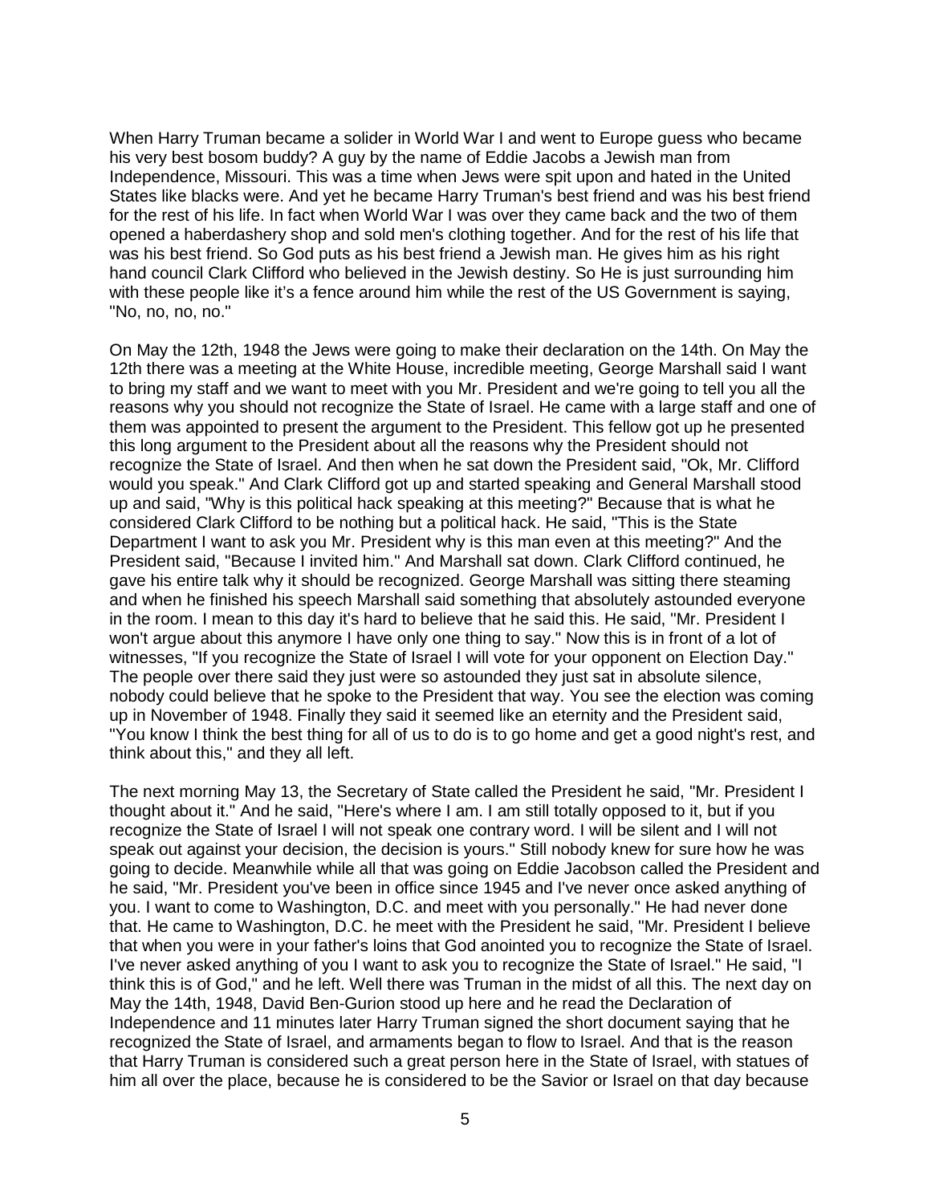When Harry Truman became a solider in World War I and went to Europe guess who became his very best bosom buddy? A guy by the name of Eddie Jacobs a Jewish man from Independence, Missouri. This was a time when Jews were spit upon and hated in the United States like blacks were. And yet he became Harry Truman's best friend and was his best friend for the rest of his life. In fact when World War I was over they came back and the two of them opened a haberdashery shop and sold men's clothing together. And for the rest of his life that was his best friend. So God puts as his best friend a Jewish man. He gives him as his right hand council Clark Clifford who believed in the Jewish destiny. So He is just surrounding him with these people like it's a fence around him while the rest of the US Government is saying, "No, no, no, no."

On May the 12th, 1948 the Jews were going to make their declaration on the 14th. On May the 12th there was a meeting at the White House, incredible meeting, George Marshall said I want to bring my staff and we want to meet with you Mr. President and we're going to tell you all the reasons why you should not recognize the State of Israel. He came with a large staff and one of them was appointed to present the argument to the President. This fellow got up he presented this long argument to the President about all the reasons why the President should not recognize the State of Israel. And then when he sat down the President said, "Ok, Mr. Clifford would you speak." And Clark Clifford got up and started speaking and General Marshall stood up and said, "Why is this political hack speaking at this meeting?" Because that is what he considered Clark Clifford to be nothing but a political hack. He said, "This is the State Department I want to ask you Mr. President why is this man even at this meeting?" And the President said, "Because I invited him." And Marshall sat down. Clark Clifford continued, he gave his entire talk why it should be recognized. George Marshall was sitting there steaming and when he finished his speech Marshall said something that absolutely astounded everyone in the room. I mean to this day it's hard to believe that he said this. He said, "Mr. President I won't argue about this anymore I have only one thing to say." Now this is in front of a lot of witnesses, "If you recognize the State of Israel I will vote for your opponent on Election Day." The people over there said they just were so astounded they just sat in absolute silence, nobody could believe that he spoke to the President that way. You see the election was coming up in November of 1948. Finally they said it seemed like an eternity and the President said, "You know I think the best thing for all of us to do is to go home and get a good night's rest, and think about this," and they all left.

The next morning May 13, the Secretary of State called the President he said, "Mr. President I thought about it." And he said, "Here's where I am. I am still totally opposed to it, but if you recognize the State of Israel I will not speak one contrary word. I will be silent and I will not speak out against your decision, the decision is yours." Still nobody knew for sure how he was going to decide. Meanwhile while all that was going on Eddie Jacobson called the President and he said, "Mr. President you've been in office since 1945 and I've never once asked anything of you. I want to come to Washington, D.C. and meet with you personally." He had never done that. He came to Washington, D.C. he meet with the President he said, "Mr. President I believe that when you were in your father's loins that God anointed you to recognize the State of Israel. I've never asked anything of you I want to ask you to recognize the State of Israel." He said, "I think this is of God," and he left. Well there was Truman in the midst of all this. The next day on May the 14th, 1948, David Ben-Gurion stood up here and he read the Declaration of Independence and 11 minutes later Harry Truman signed the short document saying that he recognized the State of Israel, and armaments began to flow to Israel. And that is the reason that Harry Truman is considered such a great person here in the State of Israel, with statues of him all over the place, because he is considered to be the Savior or Israel on that day because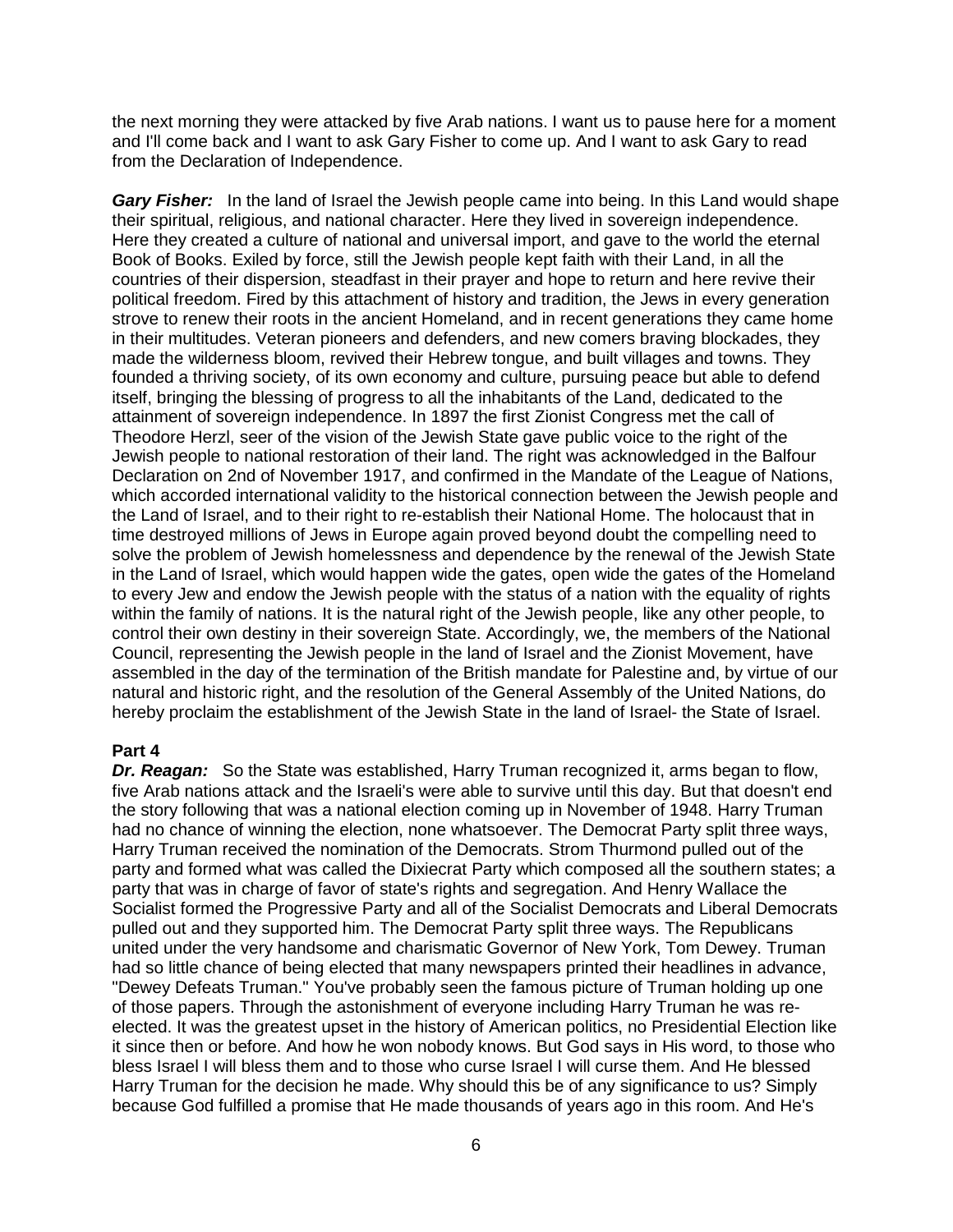the next morning they were attacked by five Arab nations. I want us to pause here for a moment and I'll come back and I want to ask Gary Fisher to come up. And I want to ask Gary to read from the Declaration of Independence.

***Gary Fisher:*** In the land of Israel the Jewish people came into being. In this Land would shape their spiritual, religious, and national character. Here they lived in sovereign independence. Here they created a culture of national and universal import, and gave to the world the eternal Book of Books. Exiled by force, still the Jewish people kept faith with their Land, in all the countries of their dispersion, steadfast in their prayer and hope to return and here revive their political freedom. Fired by this attachment of history and tradition, the Jews in every generation strove to renew their roots in the ancient Homeland, and in recent generations they came home in their multitudes. Veteran pioneers and defenders, and new comers braving blockades, they made the wilderness bloom, revived their Hebrew tongue, and built villages and towns. They founded a thriving society, of its own economy and culture, pursuing peace but able to defend itself, bringing the blessing of progress to all the inhabitants of the Land, dedicated to the attainment of sovereign independence. In 1897 the first Zionist Congress met the call of Theodore Herzl, seer of the vision of the Jewish State gave public voice to the right of the Jewish people to national restoration of their land. The right was acknowledged in the Balfour Declaration on 2nd of November 1917, and confirmed in the Mandate of the League of Nations, which accorded international validity to the historical connection between the Jewish people and the Land of Israel, and to their right to re-establish their National Home. The holocaust that in time destroyed millions of Jews in Europe again proved beyond doubt the compelling need to solve the problem of Jewish homelessness and dependence by the renewal of the Jewish State in the Land of Israel, which would happen wide the gates, open wide the gates of the Homeland to every Jew and endow the Jewish people with the status of a nation with the equality of rights within the family of nations. It is the natural right of the Jewish people, like any other people, to control their own destiny in their sovereign State. Accordingly, we, the members of the National Council, representing the Jewish people in the land of Israel and the Zionist Movement, have assembled in the day of the termination of the British mandate for Palestine and, by virtue of our natural and historic right, and the resolution of the General Assembly of the United Nations, do hereby proclaim the establishment of the Jewish State in the land of Israel- the State of Israel.

**Part 4**

***Dr. Reagan:*** So the State was established, Harry Truman recognized it, arms began to flow, five Arab nations attack and the Israeli's were able to survive until this day. But that doesn't end the story following that was a national election coming up in November of 1948. Harry Truman had no chance of winning the election, none whatsoever. The Democrat Party split three ways, Harry Truman received the nomination of the Democrats. Strom Thurmond pulled out of the party and formed what was called the Dixiecrat Party which composed all the southern states; a party that was in charge of favor of state's rights and segregation. And Henry Wallace the Socialist formed the Progressive Party and all of the Socialist Democrats and Liberal Democrats pulled out and they supported him. The Democrat Party split three ways. The Republicans united under the very handsome and charismatic Governor of New York, Tom Dewey. Truman had so little chance of being elected that many newspapers printed their headlines in advance, "Dewey Defeats Truman." You've probably seen the famous picture of Truman holding up one of those papers. Through the astonishment of everyone including Harry Truman he was re-elected. It was the greatest upset in the history of American politics, no Presidential Election like it since then or before. And how he won nobody knows. But God says in His word, to those who bless Israel I will bless them and to those who curse Israel I will curse them. And He blessed Harry Truman for the decision he made. Why should this be of any significance to us? Simply because God fulfilled a promise that He made thousands of years ago in this room. And He's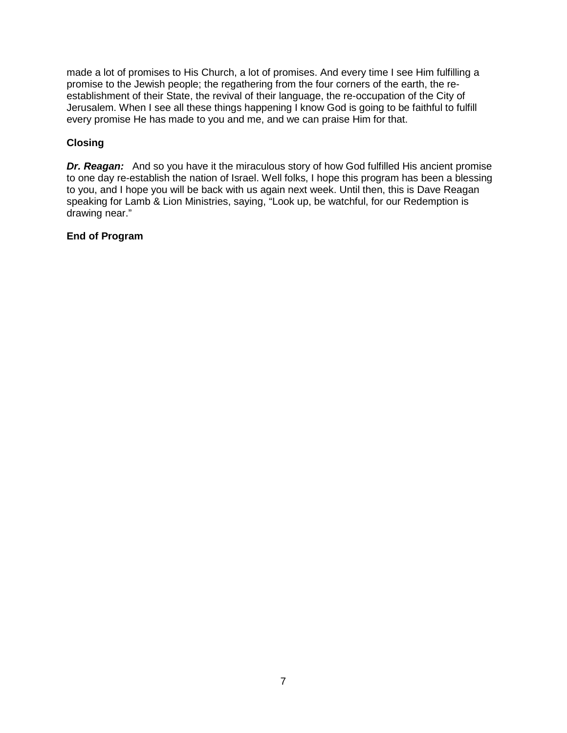made a lot of promises to His Church, a lot of promises. And every time I see Him fulfilling a promise to the Jewish people; the regathering from the four corners of the earth, the re-establishment of their State, the revival of their language, the re-occupation of the City of Jerusalem. When I see all these things happening I know God is going to be faithful to fulfill every promise He has made to you and me, and we can praise Him for that.

**Closing**

***Dr. Reagan:*** And so you have it the miraculous story of how God fulfilled His ancient promise to one day re-establish the nation of Israel. Well folks, I hope this program has been a blessing to you, and I hope you will be back with us again next week. Until then, this is Dave Reagan speaking for Lamb & Lion Ministries, saying, "Look up, be watchful, for our Redemption is drawing near."

**End of Program**